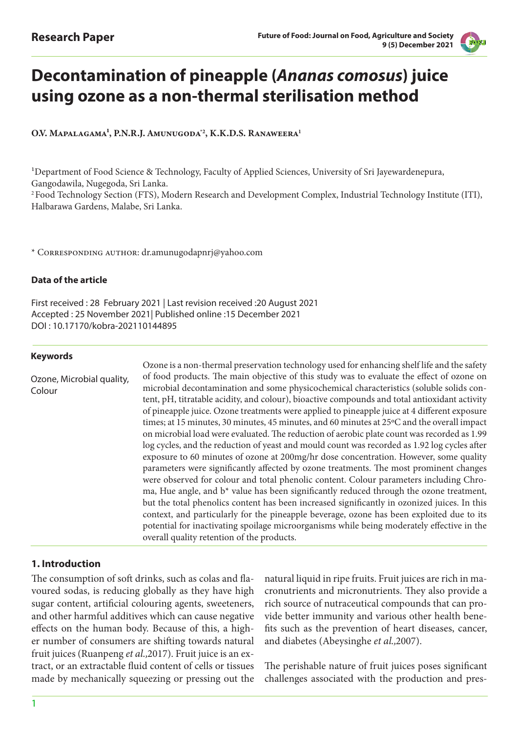Research Paper

# Decontamination of pineapple (*Ananas comosus*) juice using ozone as a non-thermal sterilisation method

**O.V. Mapalagama[1], P.N.R.J. Amunugoda*[2], K.K.D.S. Ranaweera[1]**

[1]Department of Food Science & Technology, Faculty of Applied Sciences, University of Sri Jayewardenepura, Gangodawila, Nugegoda, Sri Lanka.
[2]Food Technology Section (FTS), Modern Research and Development Complex, Industrial Technology Institute (ITI), Halbarawa Gardens, Malabe, Sri Lanka.

\* Corresponding author: dr.amunugodapnrj@yahoo.com

### Data of the article

First received : 28 February 2021 | Last revision received :20 August 2021
Accepted : 25 November 2021| Published online :15 December 2021
DOI : 10.17170/kobra-202110144895

### Keywords

Ozone, Microbial quality, Colour

Ozone is a non-thermal preservation technology used for enhancing shelf life and the safety of food products. The main objective of this study was to evaluate the effect of ozone on microbial decontamination and some physicochemical characteristics (soluble solids content, pH, titratable acidity, and colour), bioactive compounds and total antioxidant activity of pineapple juice. Ozone treatments were applied to pineapple juice at 4 different exposure times; at 15 minutes, 30 minutes, 45 minutes, and 60 minutes at 25°C and the overall impact on microbial load were evaluated. The reduction of aerobic plate count was recorded as 1.99 log cycles, and the reduction of yeast and mould count was recorded as 1.92 log cycles after exposure to 60 minutes of ozone at 200mg/hr dose concentration. However, some quality parameters were significantly affected by ozone treatments. The most prominent changes were observed for colour and total phenolic content. Colour parameters including Chroma, Hue angle, and b* value has been significantly reduced through the ozone treatment, but the total phenolics content has been increased significantly in ozonized juices. In this context, and particularly for the pineapple beverage, ozone has been exploited due to its potential for inactivating spoilage microorganisms while being moderately effective in the overall quality retention of the products.

## 1. Introduction

The consumption of soft drinks, such as colas and flavoured sodas, is reducing globally as they have high sugar content, artificial colouring agents, sweeteners, and other harmful additives which can cause negative effects on the human body. Because of this, a higher number of consumers are shifting towards natural fruit juices (Ruanpeng *et al.,*2017). Fruit juice is an extract, or an extractable fluid content of cells or tissues made by mechanically squeezing or pressing out the natural liquid in ripe fruits. Fruit juices are rich in macronutrients and micronutrients. They also provide a rich source of nutraceutical compounds that can provide better immunity and various other health benefits such as the prevention of heart diseases, cancer, and diabetes (Abeysinghe *et al.,*2007).

The perishable nature of fruit juices poses significant challenges associated with the production and pres-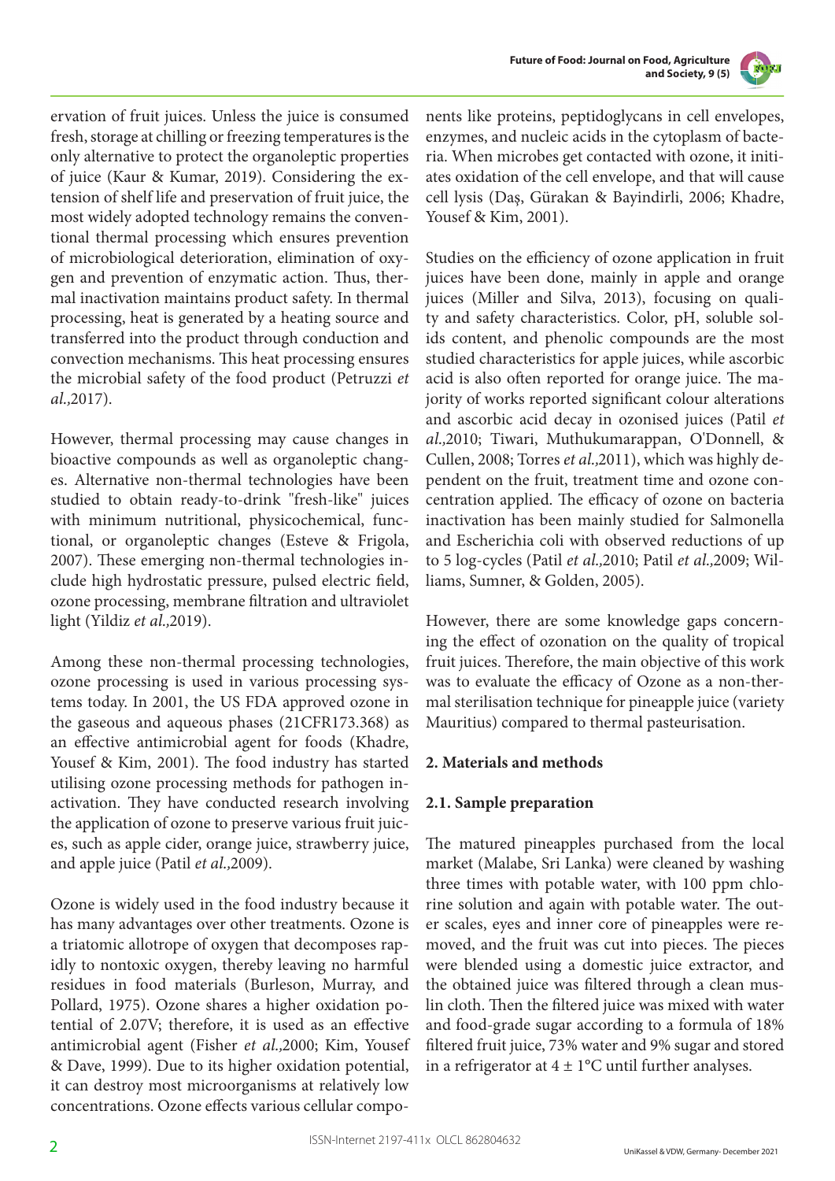ervation of fruit juices. Unless the juice is consumed fresh, storage at chilling or freezing temperatures is the only alternative to protect the organoleptic properties of juice (Kaur & Kumar, 2019). Considering the extension of shelf life and preservation of fruit juice, the most widely adopted technology remains the conventional thermal processing which ensures prevention of microbiological deterioration, elimination of oxygen and prevention of enzymatic action. Thus, thermal inactivation maintains product safety. In thermal processing, heat is generated by a heating source and transferred into the product through conduction and convection mechanisms. This heat processing ensures the microbial safety of the food product (Petruzzi *et al.,*2017).

However, thermal processing may cause changes in bioactive compounds as well as organoleptic changes. Alternative non-thermal technologies have been studied to obtain ready-to-drink "fresh-like" juices with minimum nutritional, physicochemical, functional, or organoleptic changes (Esteve & Frigola, 2007). These emerging non-thermal technologies include high hydrostatic pressure, pulsed electric field, ozone processing, membrane filtration and ultraviolet light (Yildiz *et al.,*2019).

Among these non-thermal processing technologies, ozone processing is used in various processing systems today. In 2001, the US FDA approved ozone in the gaseous and aqueous phases (21CFR173.368) as an effective antimicrobial agent for foods (Khadre, Yousef & Kim, 2001). The food industry has started utilising ozone processing methods for pathogen inactivation. They have conducted research involving the application of ozone to preserve various fruit juices, such as apple cider, orange juice, strawberry juice, and apple juice (Patil *et al.,*2009).

Ozone is widely used in the food industry because it has many advantages over other treatments. Ozone is a triatomic allotrope of oxygen that decomposes rapidly to nontoxic oxygen, thereby leaving no harmful residues in food materials (Burleson, Murray, and Pollard, 1975). Ozone shares a higher oxidation potential of 2.07V; therefore, it is used as an effective antimicrobial agent (Fisher *et al.,*2000; Kim, Yousef & Dave, 1999). Due to its higher oxidation potential, it can destroy most microorganisms at relatively low concentrations. Ozone effects various cellular components like proteins, peptidoglycans in cell envelopes, enzymes, and nucleic acids in the cytoplasm of bacteria. When microbes get contacted with ozone, it initiates oxidation of the cell envelope, and that will cause cell lysis (Daş, Gürakan & Bayindirli, 2006; Khadre, Yousef & Kim, 2001).

Studies on the efficiency of ozone application in fruit juices have been done, mainly in apple and orange juices (Miller and Silva, 2013), focusing on quality and safety characteristics. Color, pH, soluble solids content, and phenolic compounds are the most studied characteristics for apple juices, while ascorbic acid is also often reported for orange juice. The majority of works reported significant colour alterations and ascorbic acid decay in ozonised juices (Patil *et al.,*2010; Tiwari, Muthukumarappan, O'Donnell, & Cullen, 2008; Torres *et al.,*2011), which was highly dependent on the fruit, treatment time and ozone concentration applied. The efficacy of ozone on bacteria inactivation has been mainly studied for Salmonella and Escherichia coli with observed reductions of up to 5 log-cycles (Patil *et al.,*2010; Patil *et al.,*2009; Williams, Sumner, & Golden, 2005).

However, there are some knowledge gaps concerning the effect of ozonation on the quality of tropical fruit juices. Therefore, the main objective of this work was to evaluate the efficacy of Ozone as a non-thermal sterilisation technique for pineapple juice (variety Mauritius) compared to thermal pasteurisation.

## 2. Materials and methods

### 2.1. Sample preparation

The matured pineapples purchased from the local market (Malabe, Sri Lanka) were cleaned by washing three times with potable water, with 100 ppm chlorine solution and again with potable water. The outer scales, eyes and inner core of pineapples were removed, and the fruit was cut into pieces. The pieces were blended using a domestic juice extractor, and the obtained juice was filtered through a clean muslin cloth. Then the filtered juice was mixed with water and food-grade sugar according to a formula of 18% filtered fruit juice, 73% water and 9% sugar and stored in a refrigerator at $4 \pm 1$°C until further analyses.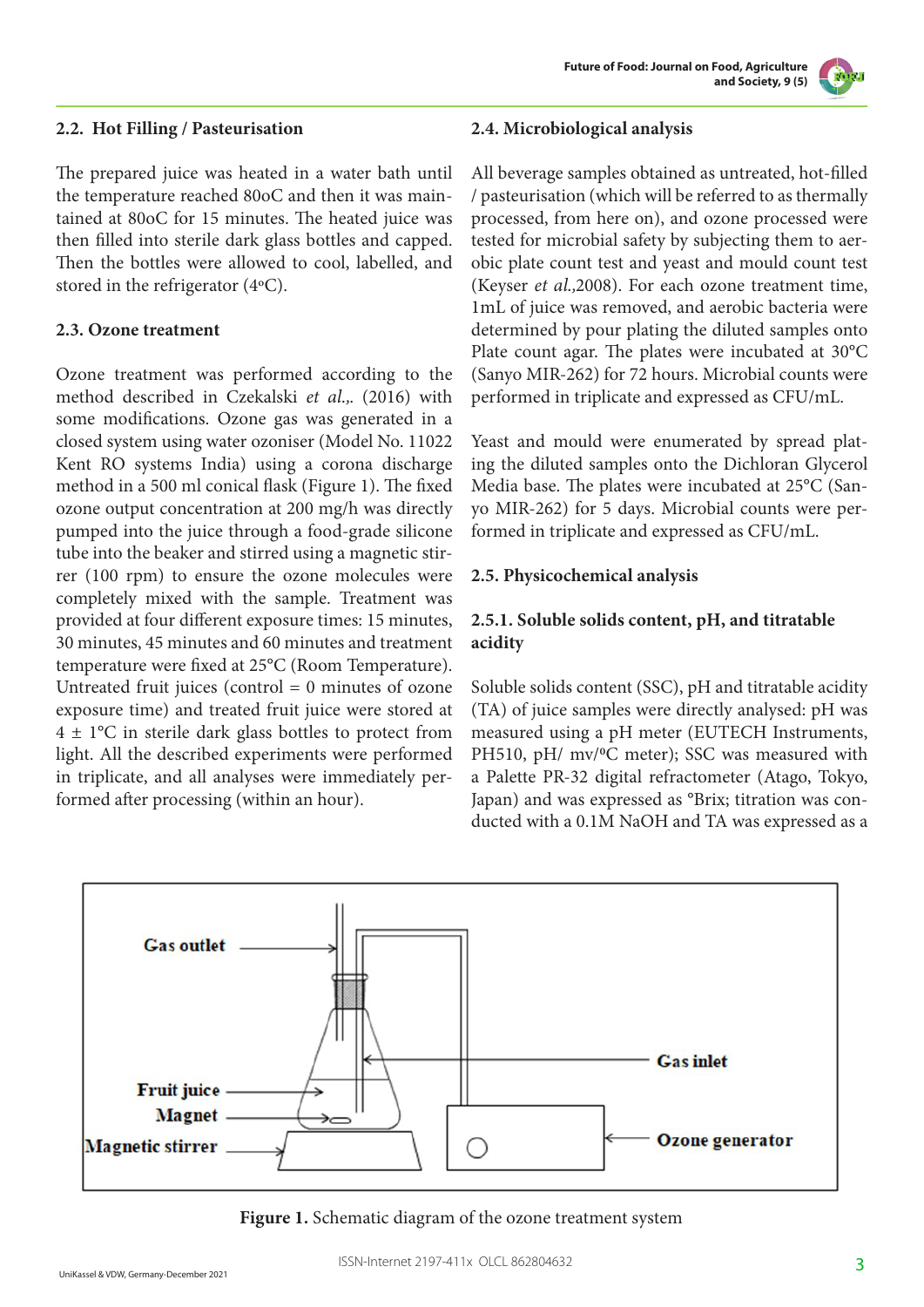## 2.2. Hot Filling / Pasteurisation

The prepared juice was heated in a water bath until the temperature reached 80oC and then it was maintained at 80oC for 15 minutes. The heated juice was then filled into sterile dark glass bottles and capped. Then the bottles were allowed to cool, labelled, and stored in the refrigerator (4$^{o}$C).

## 2.3. Ozone treatment

Ozone treatment was performed according to the method described in Czekalski *et al.,*. (2016) with some modifications. Ozone gas was generated in a closed system using water ozoniser (Model No. 11022 Kent RO systems India) using a corona discharge method in a 500 ml conical flask (Figure 1). The fixed ozone output concentration at 200 mg/h was directly pumped into the juice through a food-grade silicone tube into the beaker and stirred using a magnetic stirrer (100 rpm) to ensure the ozone molecules were completely mixed with the sample. Treatment was provided at four different exposure times: 15 minutes, 30 minutes, 45 minutes and 60 minutes and treatment temperature were fixed at 25°C (Room Temperature). Untreated fruit juices (control = 0 minutes of ozone exposure time) and treated fruit juice were stored at 4 ± 1°C in sterile dark glass bottles to protect from light. All the described experiments were performed in triplicate, and all analyses were immediately performed after processing (within an hour).

## 2.4. Microbiological analysis

All beverage samples obtained as untreated, hot-filled / pasteurisation (which will be referred to as thermally processed, from here on), and ozone processed were tested for microbial safety by subjecting them to aerobic plate count test and yeast and mould count test (Keyser *et al.,*2008). For each ozone treatment time, 1mL of juice was removed, and aerobic bacteria were determined by pour plating the diluted samples onto Plate count agar. The plates were incubated at 30°C (Sanyo MIR-262) for 72 hours. Microbial counts were performed in triplicate and expressed as CFU/mL.

Yeast and mould were enumerated by spread plating the diluted samples onto the Dichloran Glycerol Media base. The plates were incubated at 25°C (Sanyo MIR-262) for 5 days. Microbial counts were performed in triplicate and expressed as CFU/mL.

## 2.5. Physicochemical analysis

### 2.5.1. Soluble solids content, pH, and titratable acidity

Soluble solids content (SSC), pH and titratable acidity (TA) of juice samples were directly analysed: pH was measured using a pH meter (EUTECH Instruments, PH510, pH/ mv/$^{o}$C meter); SSC was measured with a Palette PR-32 digital refractometer (Atago, Tokyo, Japan) and was expressed as °Brix; titration was conducted with a 0.1M NaOH and TA was expressed as a

**Figure 1.** Schematic diagram of the ozone treatment system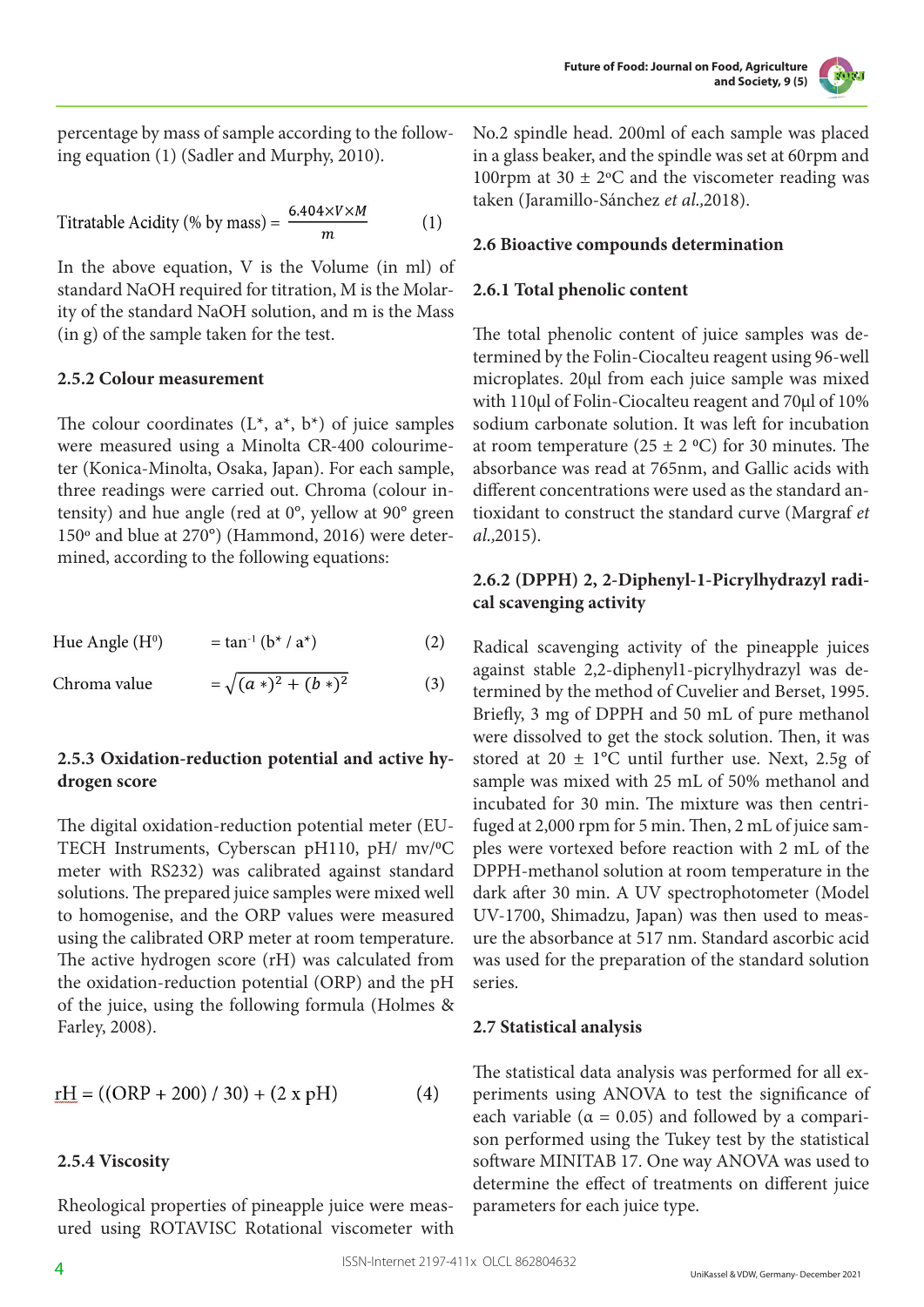percentage by mass of sample according to the following equation (1) (Sadler and Murphy, 2010).

$$\text{Titratable Acidity (\% by mass)} = \frac{6.404 \times V \times M}{m} \qquad (1)$$

In the above equation, V is the Volume (in ml) of standard NaOH required for titration, M is the Molarity of the standard NaOH solution, and m is the Mass (in g) of the sample taken for the test.

### 2.5.2 Colour measurement

The colour coordinates (L*, a*, b*) of juice samples were measured using a Minolta CR-400 colourimeter (Konica-Minolta, Osaka, Japan). For each sample, three readings were carried out. Chroma (colour intensity) and hue angle (red at 0°, yellow at 90° green 150° and blue at 270°) (Hammond, 2016) were determined, according to the following equations:

$$\text{Hue Angle } (H^0) = \tan^{-1} (b^* / a^*) \qquad (2)$$

$$\text{Chroma value} = \sqrt{(a*)^2 + (b*)^2} \qquad (3)$$

### 2.5.3 Oxidation-reduction potential and active hydrogen score

The digital oxidation-reduction potential meter (EUTECH Instruments, Cyberscan pH110, pH/ mv/ºC meter with RS232) was calibrated against standard solutions. The prepared juice samples were mixed well to homogenise, and the ORP values were measured using the calibrated ORP meter at room temperature. The active hydrogen score (rH) was calculated from the oxidation-reduction potential (ORP) and the pH of the juice, using the following formula (Holmes & Farley, 2008).

$$rH = ((ORP + 200) / 30) + (2 \times pH) \qquad (4)$$

### 2.5.4 Viscosity

Rheological properties of pineapple juice were measured using ROTAVISC Rotational viscometer with No.2 spindle head. 200ml of each sample was placed in a glass beaker, and the spindle was set at 60rpm and 100rpm at 30 ± 2ºC and the viscometer reading was taken (Jaramillo-Sánchez *et al.,*2018).

### 2.6 Bioactive compounds determination

### 2.6.1 Total phenolic content

The total phenolic content of juice samples was determined by the Folin-Ciocalteu reagent using 96-well microplates. 20µl from each juice sample was mixed with 110µl of Folin-Ciocalteu reagent and 70µl of 10% sodium carbonate solution. It was left for incubation at room temperature (25 ± 2 ºC) for 30 minutes. The absorbance was read at 765nm, and Gallic acids with different concentrations were used as the standard antioxidant to construct the standard curve (Margraf *et al.,*2015).

### 2.6.2 (DPPH) 2, 2-Diphenyl-1-Picrylhydrazyl radical scavenging activity

Radical scavenging activity of the pineapple juices against stable 2,2-diphenyl1-picrylhydrazyl was determined by the method of Cuvelier and Berset, 1995. Briefly, 3 mg of DPPH and 50 mL of pure methanol were dissolved to get the stock solution. Then, it was stored at 20 ± 1°C until further use. Next, 2.5g of sample was mixed with 25 mL of 50% methanol and incubated for 30 min. The mixture was then centrifuged at 2,000 rpm for 5 min. Then, 2 mL of juice samples were vortexed before reaction with 2 mL of the DPPH-methanol solution at room temperature in the dark after 30 min. A UV spectrophotometer (Model UV-1700, Shimadzu, Japan) was then used to measure the absorbance at 517 nm. Standard ascorbic acid was used for the preparation of the standard solution series.

### 2.7 Statistical analysis

The statistical data analysis was performed for all experiments using ANOVA to test the significance of each variable ($\alpha = 0.05$) and followed by a comparison performed using the Tukey test by the statistical software MINITAB 17. One way ANOVA was used to determine the effect of treatments on different juice parameters for each juice type.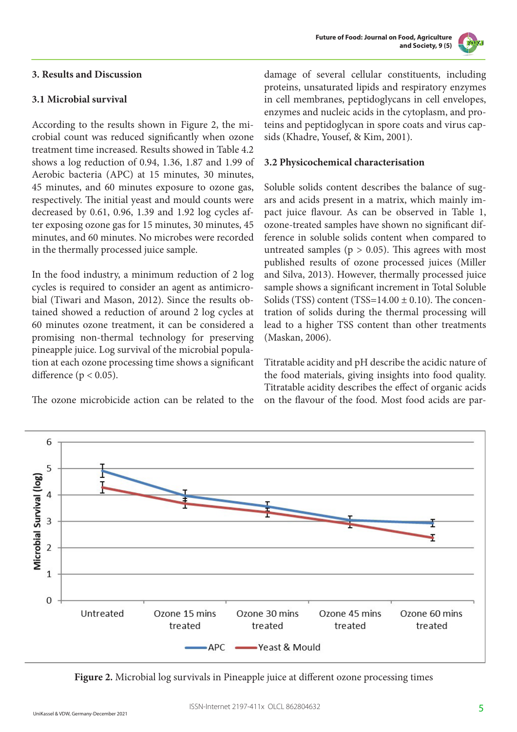## 3. Results and Discussion

### 3.1 Microbial survival

According to the results shown in Figure 2, the microbial count was reduced significantly when ozone treatment time increased. Results showed in Table 4.2 shows a log reduction of 0.94, 1.36, 1.87 and 1.99 of Aerobic bacteria (APC) at 15 minutes, 30 minutes, 45 minutes, and 60 minutes exposure to ozone gas, respectively. The initial yeast and mould counts were decreased by 0.61, 0.96, 1.39 and 1.92 log cycles after exposing ozone gas for 15 minutes, 30 minutes, 45 minutes, and 60 minutes. No microbes were recorded in the thermally processed juice sample.

In the food industry, a minimum reduction of 2 log cycles is required to consider an agent as antimicrobial (Tiwari and Mason, 2012). Since the results obtained showed a reduction of around 2 log cycles at 60 minutes ozone treatment, it can be considered a promising non-thermal technology for preserving pineapple juice. Log survival of the microbial population at each ozone processing time shows a significant difference ($p < 0.05$).

The ozone microbicide action can be related to the damage of several cellular constituents, including proteins, unsaturated lipids and respiratory enzymes in cell membranes, peptidoglycans in cell envelopes, enzymes and nucleic acids in the cytoplasm, and proteins and peptidoglycan in spore coats and virus capsids (Khadre, Yousef, & Kim, 2001).

### 3.2 Physicochemical characterisation

Soluble solids content describes the balance of sugars and acids present in a matrix, which mainly impact juice flavour. As can be observed in Table 1, ozone-treated samples have shown no significant difference in soluble solids content when compared to untreated samples ($p > 0.05$). This agrees with most published results of ozone processed juices (Miller and Silva, 2013). However, thermally processed juice sample shows a significant increment in Total Soluble Solids (TSS) content (TSS=14.00 ± 0.10). The concentration of solids during the thermal processing will lead to a higher TSS content than other treatments (Maskan, 2006).

Titratable acidity and pH describe the acidic nature of the food materials, giving insights into food quality. Titratable acidity describes the effect of organic acids on the flavour of the food. Most food acids are par-

**Figure 2.** Microbial log survivals in Pineapple juice at different ozone processing times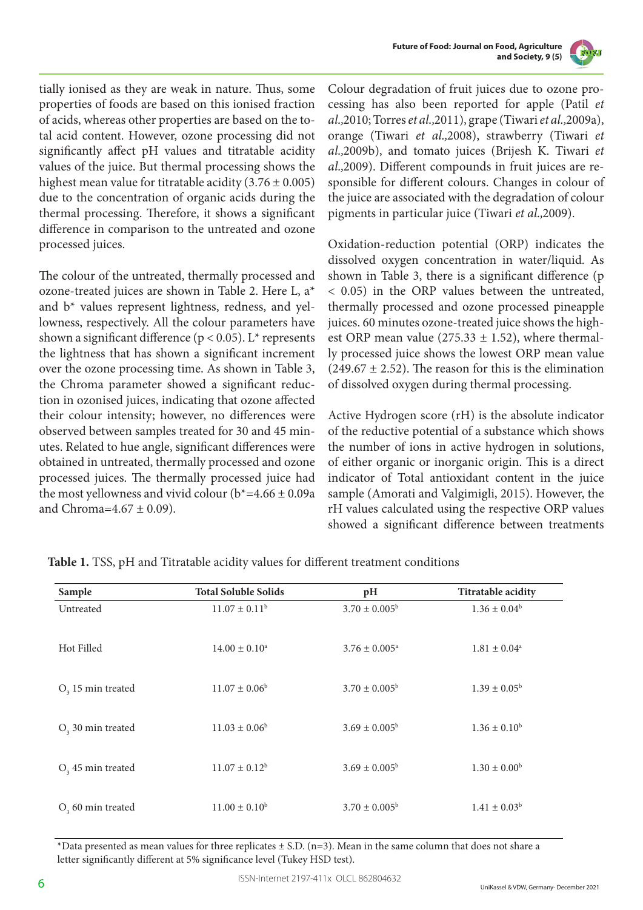tially ionised as they are weak in nature. Thus, some properties of foods are based on this ionised fraction of acids, whereas other properties are based on the total acid content. However, ozone processing did not significantly affect pH values and titratable acidity values of the juice. But thermal processing shows the highest mean value for titratable acidity (3.76 ± 0.005) due to the concentration of organic acids during the thermal processing. Therefore, it shows a significant difference in comparison to the untreated and ozone processed juices.

The colour of the untreated, thermally processed and ozone-treated juices are shown in Table 2. Here L, a* and b* values represent lightness, redness, and yellowness, respectively. All the colour parameters have shown a significant difference ($p < 0.05$). L* represents the lightness that has shown a significant increment over the ozone processing time. As shown in Table 3, the Chroma parameter showed a significant reduction in ozonised juices, indicating that ozone affected their colour intensity; however, no differences were observed between samples treated for 30 and 45 minutes. Related to hue angle, significant differences were obtained in untreated, thermally processed and ozone processed juices. The thermally processed juice had the most yellowness and vivid colour (b*=4.66 ± 0.09a and Chroma=4.67 ± 0.09).

Colour degradation of fruit juices due to ozone processing has also been reported for apple (Patil *et al.,*2010; Torres *et al.,*2011), grape (Tiwari *et al.,*2009a), orange (Tiwari *et al.,*2008), strawberry (Tiwari *et al.,*2009b), and tomato juices (Brijesh K. Tiwari *et al.,*2009). Different compounds in fruit juices are responsible for different colours. Changes in colour of the juice are associated with the degradation of colour pigments in particular juice (Tiwari *et al.,*2009).

Oxidation-reduction potential (ORP) indicates the dissolved oxygen concentration in water/liquid. As shown in Table 3, there is a significant difference ($p < 0.05$) in the ORP values between the untreated, thermally processed and ozone processed pineapple juices. 60 minutes ozone-treated juice shows the highest ORP mean value (275.33 ± 1.52), where thermally processed juice shows the lowest ORP mean value (249.67 ± 2.52). The reason for this is the elimination of dissolved oxygen during thermal processing.

Active Hydrogen score (rH) is the absolute indicator of the reductive potential of a substance which shows the number of ions in active hydrogen in solutions, of either organic or inorganic origin. This is a direct indicator of Total antioxidant content in the juice sample (Amorati and Valgimigli, 2015). However, the rH values calculated using the respective ORP values showed a significant difference between treatments

**Table 1.** TSS, pH and Titratable acidity values for different treatment conditions

| Sample | Total Soluble Solids | pH | Titratable acidity |
|---|---|---|---|
| Untreated | $11.07 \pm 0.11^{b}$ | $3.70 \pm 0.005^{b}$ | $1.36 \pm 0.04^{b}$ |
| Hot Filled | $14.00 \pm 0.10^{a}$ | $3.76 \pm 0.005^{a}$ | $1.81 \pm 0.04^{a}$ |
| $O_3$ 15 min treated | $11.07 \pm 0.06^{b}$ | $3.70 \pm 0.005^{b}$ | $1.39 \pm 0.05^{b}$ |
| $O_3$ 30 min treated | $11.03 \pm 0.06^{b}$ | $3.69 \pm 0.005^{b}$ | $1.36 \pm 0.10^{b}$ |
| $O_3$ 45 min treated | $11.07 \pm 0.12^{b}$ | $3.69 \pm 0.005^{b}$ | $1.30 \pm 0.00^{b}$ |
| $O_3$ 60 min treated | $11.00 \pm 0.10^{b}$ | $3.70 \pm 0.005^{b}$ | $1.41 \pm 0.03^{b}$ |

*Data presented as mean values for three replicates ± S.D. (n=3). Mean in the same column that does not share a letter significantly different at 5% significance level (Tukey HSD test).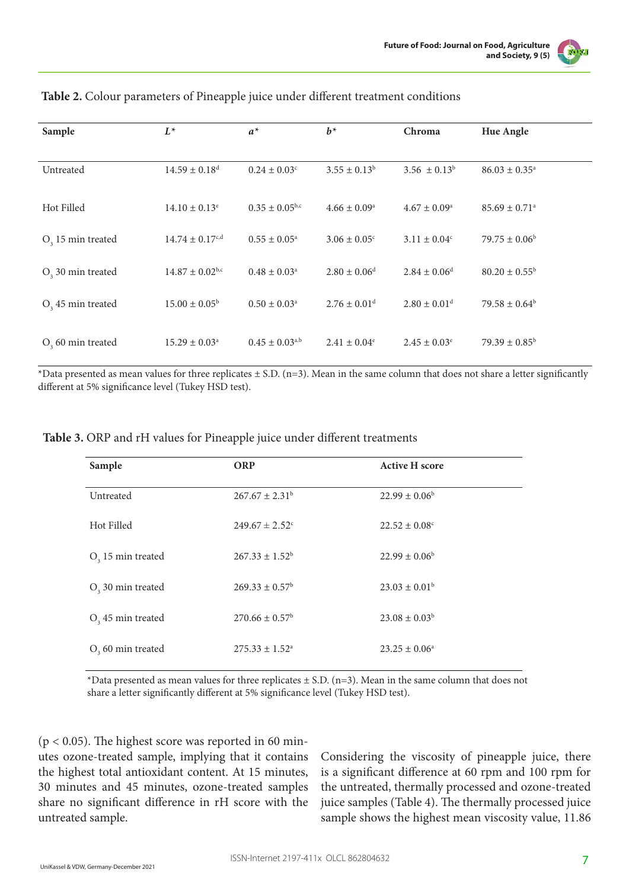**Table 2.** Colour parameters of Pineapple juice under different treatment conditions

| Sample | $L^*$ | $a^*$ | $b^*$ | Chroma | Hue Angle |
|---|---|---|---|---|---|
| Untreated | $14.59 \pm 0.18^{d}$ | $0.24 \pm 0.03^{c}$ | $3.55 \pm 0.13^{b}$ | $3.56 \pm 0.13^{b}$ | $86.03 \pm 0.35^{a}$ |
| Hot Filled | $14.10 \pm 0.13^{e}$ | $0.35 \pm 0.05^{b,c}$ | $4.66 \pm 0.09^{a}$ | $4.67 \pm 0.09^{a}$ | $85.69 \pm 0.71^{a}$ |
| $O_3$ 15 min treated | $14.74 \pm 0.17^{c,d}$ | $0.55 \pm 0.05^{a}$ | $3.06 \pm 0.05^{c}$ | $3.11 \pm 0.04^{c}$ | $79.75 \pm 0.06^{b}$ |
| $O_3$ 30 min treated | $14.87 \pm 0.02^{b,c}$ | $0.48 \pm 0.03^{a}$ | $2.80 \pm 0.06^{d}$ | $2.84 \pm 0.06^{d}$ | $80.20 \pm 0.55^{b}$ |
| $O_3$ 45 min treated | $15.00 \pm 0.05^{b}$ | $0.50 \pm 0.03^{a}$ | $2.76 \pm 0.01^{d}$ | $2.80 \pm 0.01^{d}$ | $79.58 \pm 0.64^{b}$ |
| $O_3$ 60 min treated | $15.29 \pm 0.03^{a}$ | $0.45 \pm 0.03^{a,b}$ | $2.41 \pm 0.04^{e}$ | $2.45 \pm 0.03^{e}$ | $79.39 \pm 0.85^{b}$ |

*Data presented as mean values for three replicates ± S.D. (n=3). Mean in the same column that does not share a letter significantly different at 5% significance level (Tukey HSD test).

**Table 3.** ORP and rH values for Pineapple juice under different treatments

| Sample | ORP | Active H score |
|---|---|---|
| Untreated | $267.67 \pm 2.31^{b}$ | $22.99 \pm 0.06^{b}$ |
| Hot Filled | $249.67 \pm 2.52^{c}$ | $22.52 \pm 0.08^{c}$ |
| $O_3$ 15 min treated | $267.33 \pm 1.52^{b}$ | $22.99 \pm 0.06^{b}$ |
| $O_3$ 30 min treated | $269.33 \pm 0.57^{b}$ | $23.03 \pm 0.01^{b}$ |
| $O_3$ 45 min treated | $270.66 \pm 0.57^{b}$ | $23.08 \pm 0.03^{b}$ |
| $O_3$ 60 min treated | $275.33 \pm 1.52^{a}$ | $23.25 \pm 0.06^{a}$ |

*Data presented as mean values for three replicates ± S.D. (n=3). Mean in the same column that does not share a letter significantly different at 5% significance level (Tukey HSD test).

($p < 0.05$). The highest score was reported in 60 minutes ozone-treated sample, implying that it contains the highest total antioxidant content. At 15 minutes, 30 minutes and 45 minutes, ozone-treated samples share no significant difference in rH score with the untreated sample.

Considering the viscosity of pineapple juice, there is a significant difference at 60 rpm and 100 rpm for the untreated, thermally processed and ozone-treated juice samples (Table 4). The thermally processed juice sample shows the highest mean viscosity value, 11.86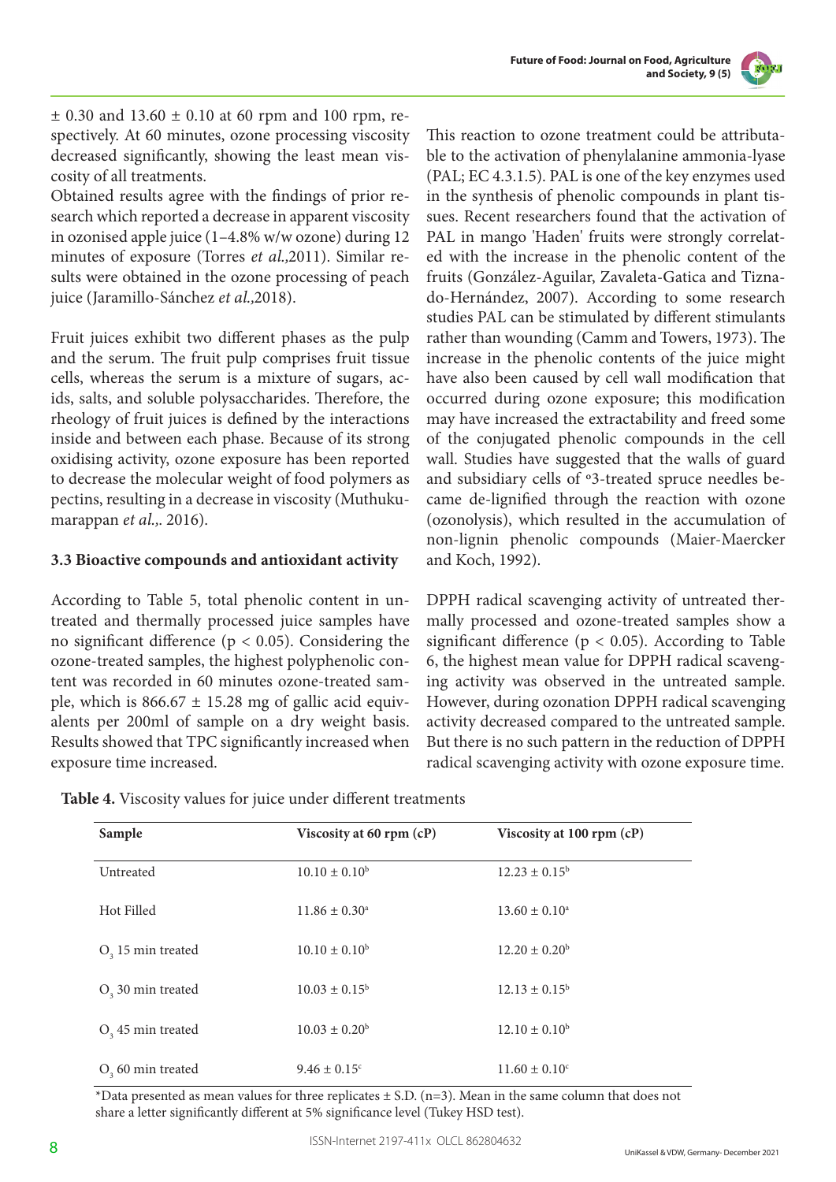± 0.30 and 13.60 ± 0.10 at 60 rpm and 100 rpm, respectively. At 60 minutes, ozone processing viscosity decreased significantly, showing the least mean viscosity of all treatments.

Obtained results agree with the findings of prior research which reported a decrease in apparent viscosity in ozonised apple juice (1–4.8% w/w ozone) during 12 minutes of exposure (Torres *et al.,*2011). Similar results were obtained in the ozone processing of peach juice (Jaramillo-Sánchez *et al.,*2018).

Fruit juices exhibit two different phases as the pulp and the serum. The fruit pulp comprises fruit tissue cells, whereas the serum is a mixture of sugars, acids, salts, and soluble polysaccharides. Therefore, the rheology of fruit juices is defined by the interactions inside and between each phase. Because of its strong oxidising activity, ozone exposure has been reported to decrease the molecular weight of food polymers as pectins, resulting in a decrease in viscosity (Muthukumarappan *et al.,.* 2016).

### 3.3 Bioactive compounds and antioxidant activity

According to Table 5, total phenolic content in untreated and thermally processed juice samples have no significant difference ($p < 0.05$). Considering the ozone-treated samples, the highest polyphenolic content was recorded in 60 minutes ozone-treated sample, which is 866.67 ± 15.28 mg of gallic acid equivalents per 200ml of sample on a dry weight basis. Results showed that TPC significantly increased when exposure time increased.

This reaction to ozone treatment could be attributable to the activation of phenylalanine ammonia-lyase (PAL; EC 4.3.1.5). PAL is one of the key enzymes used in the synthesis of phenolic compounds in plant tissues. Recent researchers found that the activation of PAL in mango 'Haden' fruits were strongly correlated with the increase in the phenolic content of the fruits (González-Aguilar, Zavaleta-Gatica and Tiznado-Hernández, 2007). According to some research studies PAL can be stimulated by different stimulants rather than wounding (Camm and Towers, 1973). The increase in the phenolic contents of the juice might have also been caused by cell wall modification that occurred during ozone exposure; this modification may have increased the extractability and freed some of the conjugated phenolic compounds in the cell wall. Studies have suggested that the walls of guard and subsidiary cells of °3-treated spruce needles became de-lignified through the reaction with ozone (ozonolysis), which resulted in the accumulation of non-lignin phenolic compounds (Maier-Maercker and Koch, 1992).

DPPH radical scavenging activity of untreated thermally processed and ozone-treated samples show a significant difference ($p < 0.05$). According to Table 6, the highest mean value for DPPH radical scavenging activity was observed in the untreated sample. However, during ozonation DPPH radical scavenging activity decreased compared to the untreated sample. But there is no such pattern in the reduction of DPPH radical scavenging activity with ozone exposure time.

**Table 4.** Viscosity values for juice under different treatments

| Sample | Viscosity at 60 rpm (cP) | Viscosity at 100 rpm (cP) |
|---|---|---|
| Untreated | $10.10 \pm 0.10^{b}$ | $12.23 \pm 0.15^{b}$ |
| Hot Filled | $11.86 \pm 0.30^{a}$ | $13.60 \pm 0.10^{a}$ |
| $O_3$ 15 min treated | $10.10 \pm 0.10^{b}$ | $12.20 \pm 0.20^{b}$ |
| $O_3$ 30 min treated | $10.03 \pm 0.15^{b}$ | $12.13 \pm 0.15^{b}$ |
| $O_3$ 45 min treated | $10.03 \pm 0.20^{b}$ | $12.10 \pm 0.10^{b}$ |
| $O_3$ 60 min treated | $9.46 \pm 0.15^{c}$ | $11.60 \pm 0.10^{c}$ |

*Data presented as mean values for three replicates ± S.D. (n=3). Mean in the same column that does not share a letter significantly different at 5% significance level (Tukey HSD test).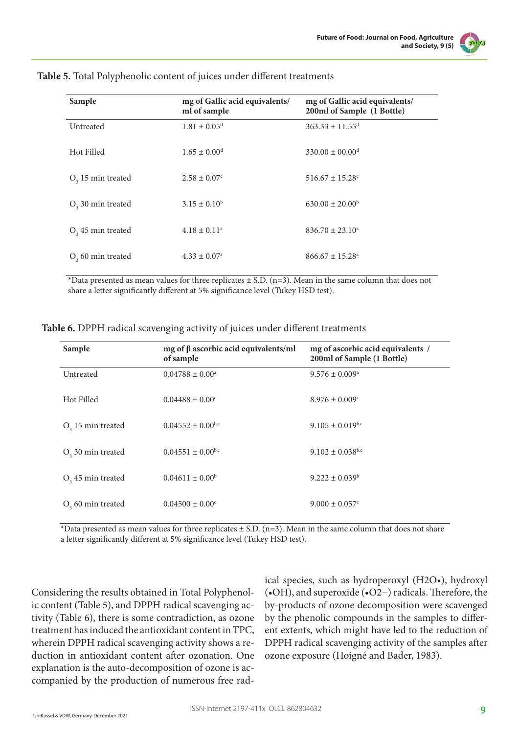**Table 5.** Total Polyphenolic content of juices under different treatments

| Sample | mg of Gallic acid equivalents/ ml of sample | mg of Gallic acid equivalents/ 200ml of Sample (1 Bottle) |
|---|---|---|
| Untreated | $1.81 \pm 0.05^{d}$ | $363.33 \pm 11.55^{d}$ |
| Hot Filled | $1.65 \pm 0.00^{d}$ | $330.00 \pm 00.00^{d}$ |
| $O_3$ 15 min treated | $2.58 \pm 0.07^{c}$ | $516.67 \pm 15.28^{c}$ |
| $O_3$ 30 min treated | $3.15 \pm 0.10^{b}$ | $630.00 \pm 20.00^{b}$ |
| $O_3$ 45 min treated | $4.18 \pm 0.11^{a}$ | $836.70 \pm 23.10^{a}$ |
| $O_3$ 60 min treated | $4.33 \pm 0.07^{a}$ | $866.67 \pm 15.28^{a}$ |

*Data presented as mean values for three replicates ± S.D. (n=3). Mean in the same column that does not share a letter significantly different at 5% significance level (Tukey HSD test).

**Table 6.** DPPH radical scavenging activity of juices under different treatments

| Sample | mg of β ascorbic acid equivalents/ml of sample | mg of ascorbic acid equivalents / 200ml of Sample (1 Bottle) |
|---|---|---|
| Untreated | $0.04788 \pm 0.00^{a}$ | $9.576 \pm 0.009^{a}$ |
| Hot Filled | $0.04488 \pm 0.00^{c}$ | $8.976 \pm 0.009^{c}$ |
| $O_3$ 15 min treated | $0.04552 \pm 0.00^{b,c}$ | $9.105 \pm 0.019^{b,c}$ |
| $O_3$ 30 min treated | $0.04551 \pm 0.00^{b,c}$ | $9.102 \pm 0.038^{b,c}$ |
| $O_3$ 45 min treated | $0.04611 \pm 0.00^{b}$ | $9.222 \pm 0.039^{b}$ |
| $O_3$ 60 min treated | $0.04500 \pm 0.00^{c}$ | $9.000 \pm 0.057^{c}$ |

*Data presented as mean values for three replicates ± S.D. (n=3). Mean in the same column that does not share a letter significantly different at 5% significance level (Tukey HSD test).

Considering the results obtained in Total Polyphenolic content (Table 5), and DPPH radical scavenging activity (Table 6), there is some contradiction, as ozone treatment has induced the antioxidant content in TPC, wherein DPPH radical scavenging activity shows a reduction in antioxidant content after ozonation. One explanation is the auto-decomposition of ozone is accompanied by the production of numerous free radical species, such as hydroperoxyl ($H2O\bullet$), hydroxyl ($\bullet OH$), and superoxide ($\bullet O2-$) radicals. Therefore, the by-products of ozone decomposition were scavenged by the phenolic compounds in the samples to different extents, which might have led to the reduction of DPPH radical scavenging activity of the samples after ozone exposure (Hoigné and Bader, 1983).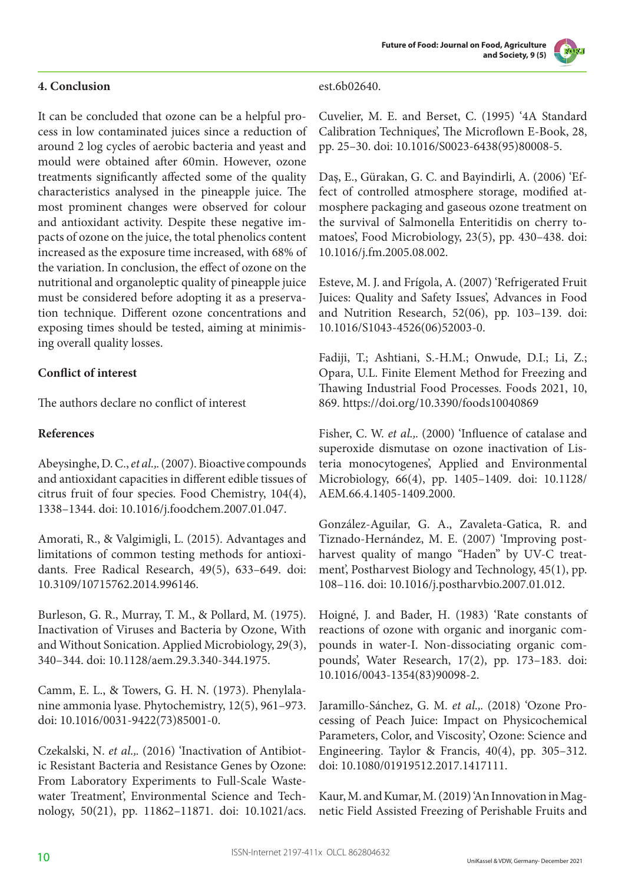## 4. Conclusion

It can be concluded that ozone can be a helpful process in low contaminated juices since a reduction of around 2 log cycles of aerobic bacteria and yeast and mould were obtained after 60min. However, ozone treatments significantly affected some of the quality characteristics analysed in the pineapple juice. The most prominent changes were observed for colour and antioxidant activity. Despite these negative impacts of ozone on the juice, the total phenolics content increased as the exposure time increased, with 68% of the variation. In conclusion, the effect of ozone on the nutritional and organoleptic quality of pineapple juice must be considered before adopting it as a preservation technique. Different ozone concentrations and exposing times should be tested, aiming at minimising overall quality losses.

### Conflict of interest

The authors declare no conflict of interest

### References

Abeysinghe, D. C., *et al.,*. (2007). Bioactive compounds and antioxidant capacities in different edible tissues of citrus fruit of four species. Food Chemistry, 104(4), 1338–1344. doi: 10.1016/j.foodchem.2007.01.047.

Amorati, R., & Valgimigli, L. (2015). Advantages and limitations of common testing methods for antioxidants. Free Radical Research, 49(5), 633–649. doi: 10.3109/10715762.2014.996146.

Burleson, G. R., Murray, T. M., & Pollard, M. (1975). Inactivation of Viruses and Bacteria by Ozone, With and Without Sonication. Applied Microbiology, 29(3), 340–344. doi: 10.1128/aem.29.3.340-344.1975.

Camm, E. L., & Towers, G. H. N. (1973). Phenylalanine ammonia lyase. Phytochemistry, 12(5), 961–973. doi: 10.1016/0031-9422(73)85001-0.

Czekalski, N. *et al.,*. (2016) 'Inactivation of Antibiotic Resistant Bacteria and Resistance Genes by Ozone: From Laboratory Experiments to Full-Scale Wastewater Treatment', Environmental Science and Technology, 50(21), pp. 11862–11871. doi: 10.1021/acs.est.6b02640.

Cuvelier, M. E. and Berset, C. (1995) '4A Standard Calibration Techniques', The Microflown E-Book, 28, pp. 25–30. doi: 10.1016/S0023-6438(95)80008-5.

Daş, E., Gürakan, G. C. and Bayindirli, A. (2006) 'Effect of controlled atmosphere storage, modified atmosphere packaging and gaseous ozone treatment on the survival of Salmonella Enteritidis on cherry tomatoes', Food Microbiology, 23(5), pp. 430–438. doi: 10.1016/j.fm.2005.08.002.

Esteve, M. J. and Frígola, A. (2007) 'Refrigerated Fruit Juices: Quality and Safety Issues', Advances in Food and Nutrition Research, 52(06), pp. 103–139. doi: 10.1016/S1043-4526(06)52003-0.

Fadiji, T.; Ashtiani, S.-H.M.; Onwude, D.I.; Li, Z.; Opara, U.L. Finite Element Method for Freezing and Thawing Industrial Food Processes. Foods 2021, 10, 869. https://doi.org/10.3390/foods10040869

Fisher, C. W. *et al.,*. (2000) 'Influence of catalase and superoxide dismutase on ozone inactivation of Listeria monocytogenes', Applied and Environmental Microbiology, 66(4), pp. 1405–1409. doi: 10.1128/AEM.66.4.1405-1409.2000.

González-Aguilar, G. A., Zavaleta-Gatica, R. and Tiznado-Hernández, M. E. (2007) 'Improving postharvest quality of mango "Haden" by UV-C treatment', Postharvest Biology and Technology, 45(1), pp. 108–116. doi: 10.1016/j.postharvbio.2007.01.012.

Hoigné, J. and Bader, H. (1983) 'Rate constants of reactions of ozone with organic and inorganic compounds in water-I. Non-dissociating organic compounds', Water Research, 17(2), pp. 173–183. doi: 10.1016/0043-1354(83)90098-2.

Jaramillo-Sánchez, G. M. *et al.,*. (2018) 'Ozone Processing of Peach Juice: Impact on Physicochemical Parameters, Color, and Viscosity', Ozone: Science and Engineering. Taylor & Francis, 40(4), pp. 305–312. doi: 10.1080/01919512.2017.1417111.

Kaur, M. and Kumar, M. (2019) 'An Innovation in Magnetic Field Assisted Freezing of Perishable Fruits and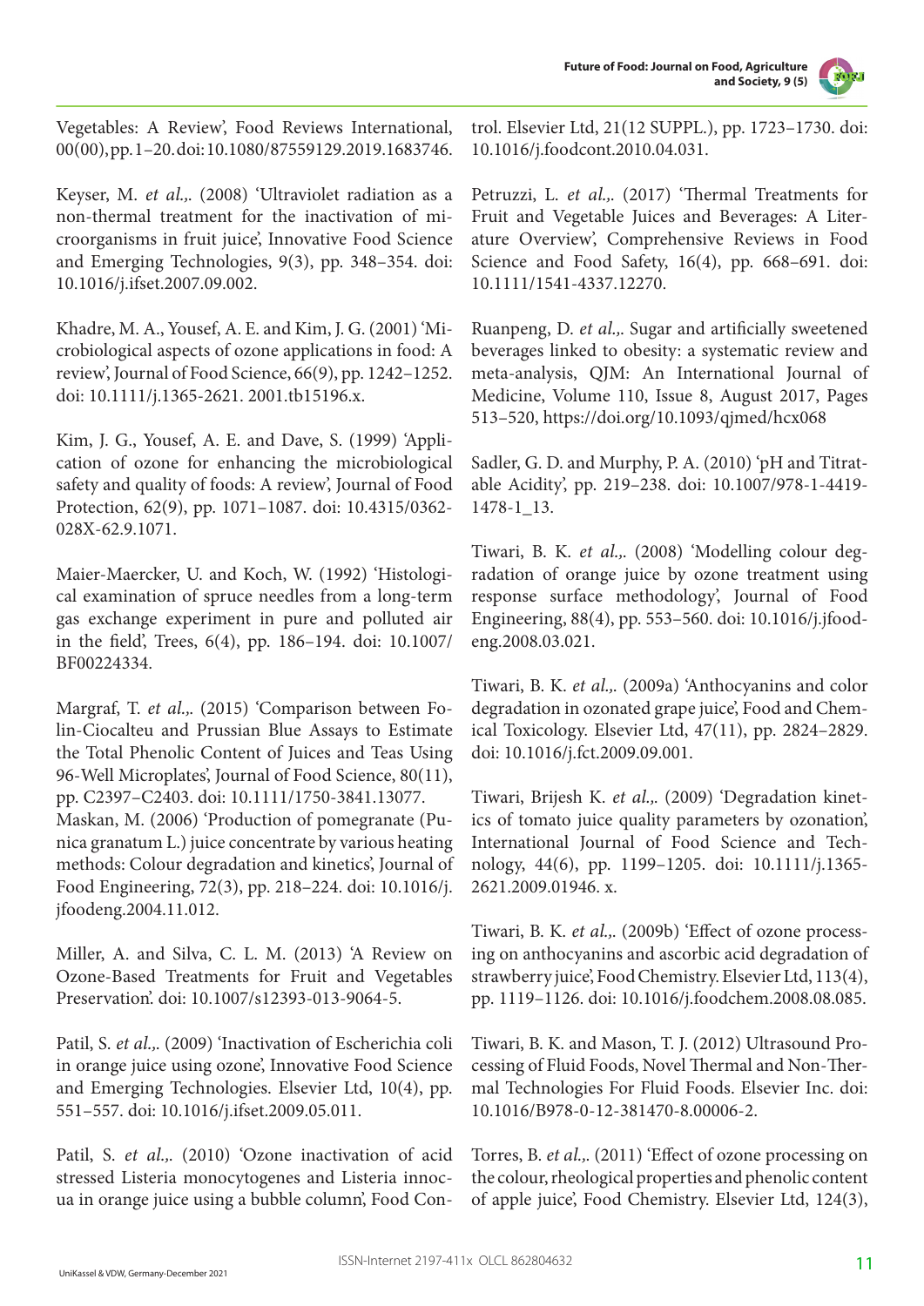Vegetables: A Review', Food Reviews International, 00(00), pp. 1–20. doi: 10.1080/87559129.2019.1683746.

Keyser, M. *et al.,*. (2008) 'Ultraviolet radiation as a non-thermal treatment for the inactivation of microorganisms in fruit juice', Innovative Food Science and Emerging Technologies, 9(3), pp. 348–354. doi: 10.1016/j.ifset.2007.09.002.

Khadre, M. A., Yousef, A. E. and Kim, J. G. (2001) 'Microbiological aspects of ozone applications in food: A review', Journal of Food Science, 66(9), pp. 1242–1252. doi: 10.1111/j.1365-2621. 2001.tb15196.x.

Kim, J. G., Yousef, A. E. and Dave, S. (1999) 'Application of ozone for enhancing the microbiological safety and quality of foods: A review', Journal of Food Protection, 62(9), pp. 1071–1087. doi: 10.4315/0362-028X-62.9.1071.

Maier-Maercker, U. and Koch, W. (1992) 'Histological examination of spruce needles from a long-term gas exchange experiment in pure and polluted air in the field', Trees, 6(4), pp. 186–194. doi: 10.1007/BF00224334.

Margraf, T. *et al.,*. (2015) 'Comparison between Folin-Ciocalteu and Prussian Blue Assays to Estimate the Total Phenolic Content of Juices and Teas Using 96-Well Microplates', Journal of Food Science, 80(11), pp. C2397–C2403. doi: 10.1111/1750-3841.13077.

Maskan, M. (2006) 'Production of pomegranate (Punica granatum L.) juice concentrate by various heating methods: Colour degradation and kinetics', Journal of Food Engineering, 72(3), pp. 218–224. doi: 10.1016/j.jfoodeng.2004.11.012.

Miller, A. and Silva, C. L. M. (2013) 'A Review on Ozone-Based Treatments for Fruit and Vegetables Preservation'. doi: 10.1007/s12393-013-9064-5.

Patil, S. *et al.,*. (2009) 'Inactivation of Escherichia coli in orange juice using ozone', Innovative Food Science and Emerging Technologies. Elsevier Ltd, 10(4), pp. 551–557. doi: 10.1016/j.ifset.2009.05.011.

Patil, S. *et al.,*. (2010) 'Ozone inactivation of acid stressed Listeria monocytogenes and Listeria innocua in orange juice using a bubble column', Food Control. Elsevier Ltd, 21(12 SUPPL.), pp. 1723–1730. doi: 10.1016/j.foodcont.2010.04.031.

Petruzzi, L. *et al.,*. (2017) 'Thermal Treatments for Fruit and Vegetable Juices and Beverages: A Literature Overview', Comprehensive Reviews in Food Science and Food Safety, 16(4), pp. 668–691. doi: 10.1111/1541-4337.12270.

Ruanpeng, D. *et al.,*. Sugar and artificially sweetened beverages linked to obesity: a systematic review and meta-analysis, QJM: An International Journal of Medicine, Volume 110, Issue 8, August 2017, Pages 513–520, https://doi.org/10.1093/qjmed/hcx068

Sadler, G. D. and Murphy, P. A. (2010) 'pH and Titratable Acidity', pp. 219–238. doi: 10.1007/978-1-4419-1478-1_13.

Tiwari, B. K. *et al.,*. (2008) 'Modelling colour degradation of orange juice by ozone treatment using response surface methodology', Journal of Food Engineering, 88(4), pp. 553–560. doi: 10.1016/j.jfoodeng.2008.03.021.

Tiwari, B. K. *et al.,*. (2009a) 'Anthocyanins and color degradation in ozonated grape juice', Food and Chemical Toxicology. Elsevier Ltd, 47(11), pp. 2824–2829. doi: 10.1016/j.fct.2009.09.001.

Tiwari, Brijesh K. *et al.,*. (2009) 'Degradation kinetics of tomato juice quality parameters by ozonation', International Journal of Food Science and Technology, 44(6), pp. 1199–1205. doi: 10.1111/j.1365-2621.2009.01946. x.

Tiwari, B. K. *et al.,*. (2009b) 'Effect of ozone processing on anthocyanins and ascorbic acid degradation of strawberry juice', Food Chemistry. Elsevier Ltd, 113(4), pp. 1119–1126. doi: 10.1016/j.foodchem.2008.08.085.

Tiwari, B. K. and Mason, T. J. (2012) Ultrasound Processing of Fluid Foods, Novel Thermal and Non-Thermal Technologies For Fluid Foods. Elsevier Inc. doi: 10.1016/B978-0-12-381470-8.00006-2.

Torres, B. *et al.,*. (2011) 'Effect of ozone processing on the colour, rheological properties and phenolic content of apple juice', Food Chemistry. Elsevier Ltd, 124(3),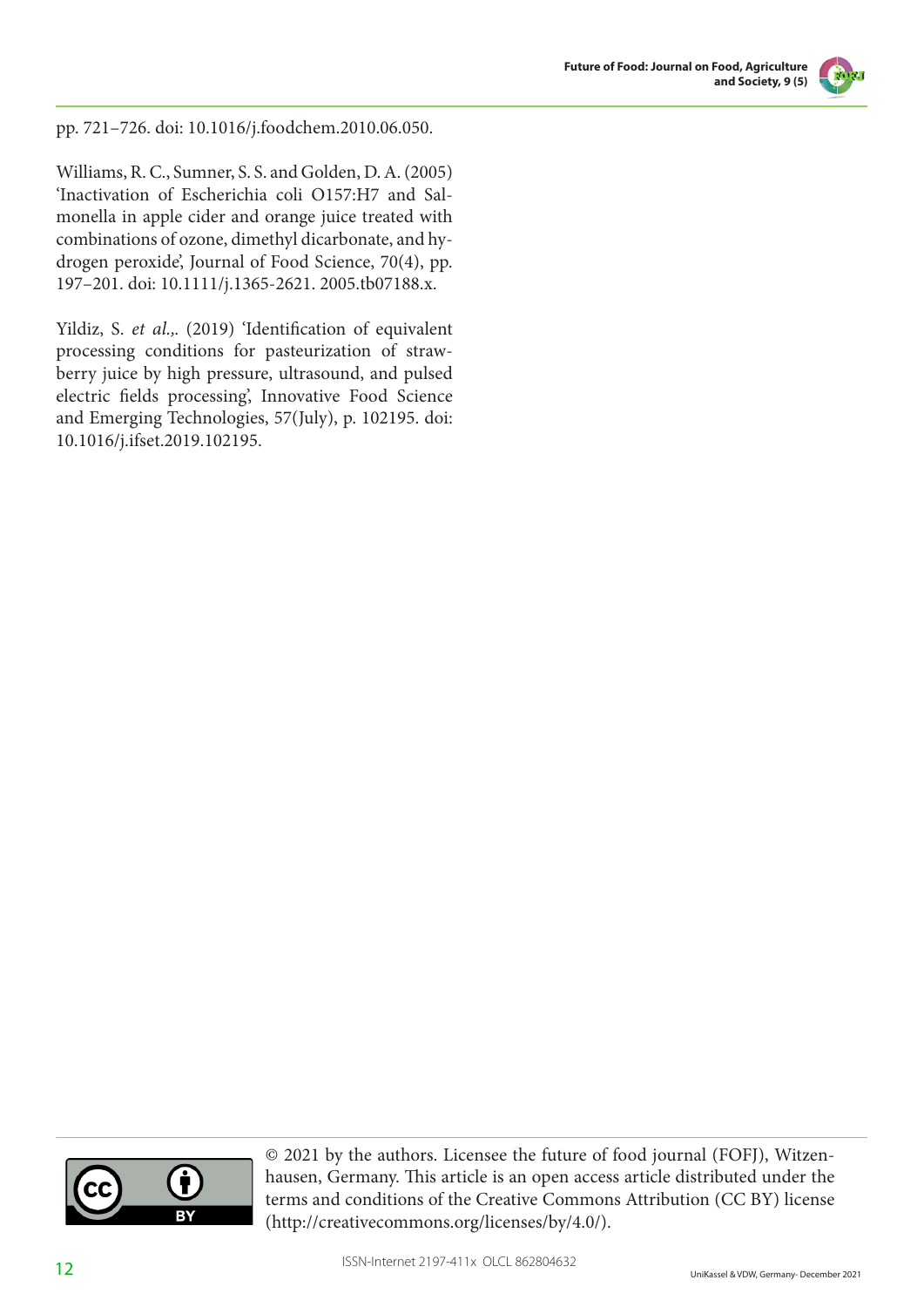pp. 721–726. doi: 10.1016/j.foodchem.2010.06.050.

Williams, R. C., Sumner, S. S. and Golden, D. A. (2005) 'Inactivation of Escherichia coli O157:H7 and Salmonella in apple cider and orange juice treated with combinations of ozone, dimethyl dicarbonate, and hydrogen peroxide', Journal of Food Science, 70(4), pp. 197–201. doi: 10.1111/j.1365-2621. 2005.tb07188.x.

Yildiz, S. *et al*.,. (2019) 'Identification of equivalent processing conditions for pasteurization of strawberry juice by high pressure, ultrasound, and pulsed electric fields processing', Innovative Food Science and Emerging Technologies, 57(July), p. 102195. doi: 10.1016/j.ifset.2019.102195.

© 2021 by the authors. Licensee the future of food journal (FOFJ), Witzenhausen, Germany. This article is an open access article distributed under the terms and conditions of the Creative Commons Attribution (CC BY) license (http://creativecommons.org/licenses/by/4.0/).